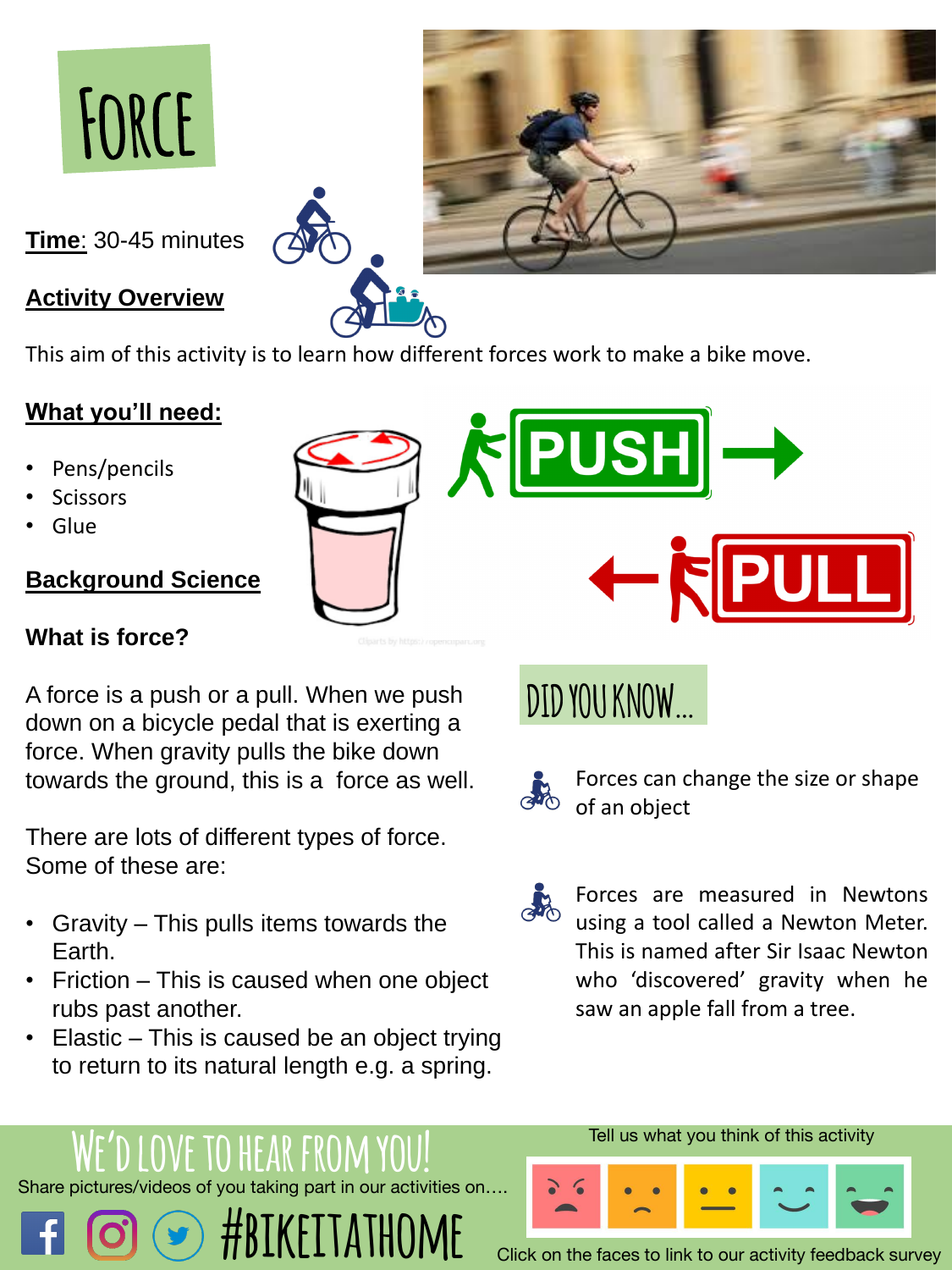# FORCE

**Time**: 30-45 minutes

## Activity Overview

This aim of this activity is to learn how different forces work to make a bike move.

## What you'll need:

- Pens/pencils
- Scissors
- Glue

## Background Science

### What is force?

A force is a push or a pull. When we push down on a bicycle pedal that is exerting a force. When gravity pulls the bike down towards the ground, this is a force as well.

There are lots of different types of force. Some of these are:

- Gravity – This pulls items towards the Earth.
- Friction – This is caused when one object rubs past another.
- Elastic – This is caused be an object trying to return to its natural length e.g. a spring.

## DID YOU KNOW...

- Forces can change the size or shape of an object
- Forces are measured in Newtons using a tool called a Newton Meter. This is named after Sir Isaac Newton who 'discovered' gravity when he saw an apple fall from a tree.

## WE'D LOVE TO HEAR FROM YOU!

Share pictures/videos of you taking part in our activities on….

#BIKEITATHOME

Tell us what you think of this activity

Click on the faces to link to our activity feedback survey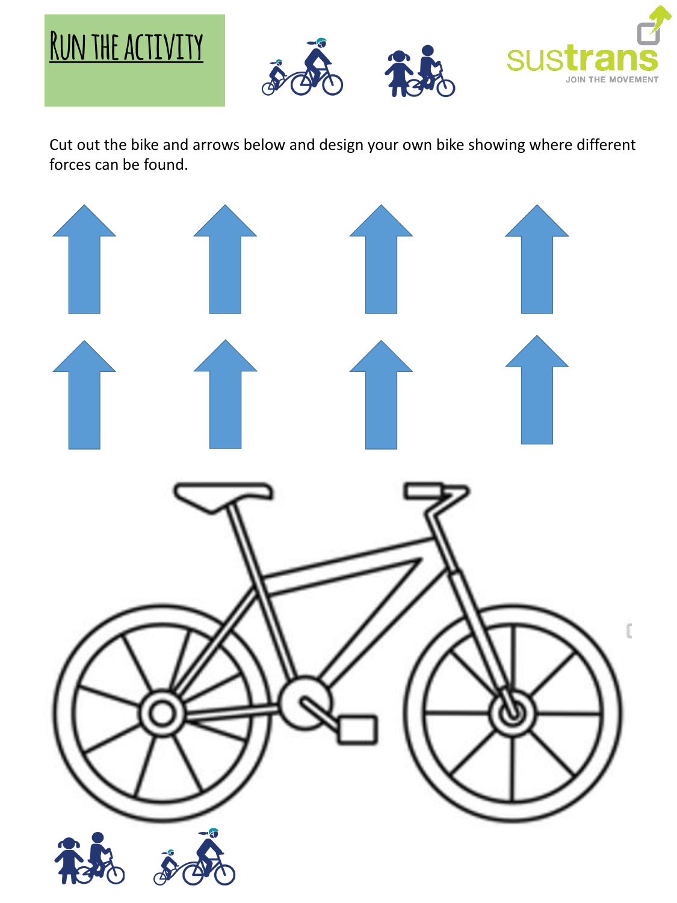# RUN THE ACTIVITY

Cut out the bike and arrows below and design your own bike showing where different forces can be found.